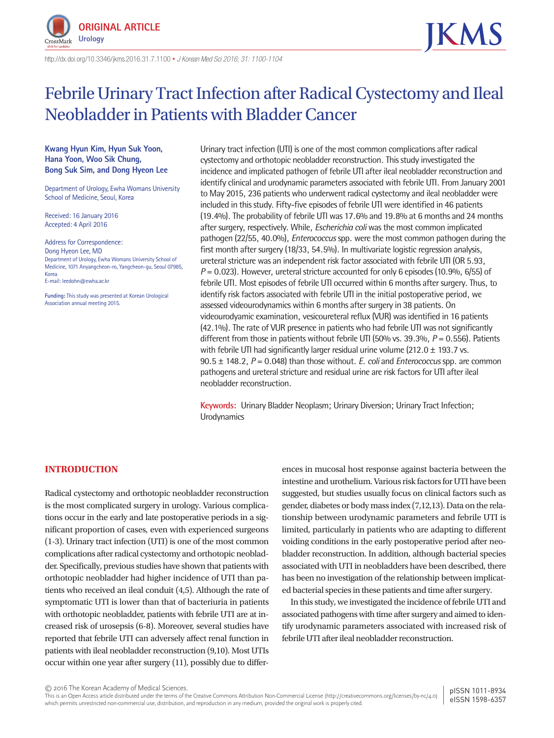ORIGINAL ARTICLE
Urology

http://dx.doi.org/10.3346/jkms.2016.31.7.1100 • J Korean Med Sci 2016; 31: 1100-1104

# Febrile Urinary Tract Infection after Radical Cystectomy and Ileal Neobladder in Patients with Bladder Cancer

**Kwang Hyun Kim, Hyun Suk Yoon, Hana Yoon, Woo Sik Chung, Bong Suk Sim, and Dong Hyeon Lee**

Department of Urology, Ewha Womans University School of Medicine, Seoul, Korea

Received: 16 January 2016
Accepted: 4 April 2016

Address for Correspondence:
Dong Hyeon Lee, MD
Department of Urology, Ewha Womans University School of Medicine, 1071 Anyangcheon-ro, Yangcheon-gu, Seoul 07985, Korea
E-mail: leedohn@ewha.ac.kr

**Funding:** This study was presented at Korean Urological Association annual meeting 2015.

Urinary tract infection (UTI) is one of the most common complications after radical cystectomy and orthotopic neobladder reconstruction. This study investigated the incidence and implicated pathogen of febrile UTI after ileal neobladder reconstruction and identify clinical and urodynamic parameters associated with febrile UTI. From January 2001 to May 2015, 236 patients who underwent radical cystectomy and ileal neobladder were included in this study. Fifty-five episodes of febrile UTI were identified in 46 patients (19.4%). The probability of febrile UTI was 17.6% and 19.8% at 6 months and 24 months after surgery, respectively. While, *Escherichia coli* was the most common implicated pathogen (22/55, 40.0%), *Enterococcus* spp. were the most common pathogen during the first month after surgery (18/33, 54.5%). In multivariate logistic regression analysis, ureteral stricture was an independent risk factor associated with febrile UTI (OR 5.93, $P = 0.023$). However, ureteral stricture accounted for only 6 episodes (10.9%, 6/55) of febrile UTI. Most episodes of febrile UTI occurred within 6 months after surgery. Thus, to identify risk factors associated with febrile UTI in the initial postoperative period, we assessed videourodynamics within 6 months after surgery in 38 patients. On videourodyamic examination, vesicoureteral reflux (VUR) was identified in 16 patients (42.1%). The rate of VUR presence in patients who had febrile UTI was not significantly different from those in patients without febrile UTI (50% vs. 39.3%, $P = 0.556$). Patients with febrile UTI had significantly larger residual urine volume (212.0 ± 193.7 vs. 90.5 ± 148.2, $P = 0.048$) than those without. *E. coli* and *Enterococcus* spp. are common pathogens and ureteral stricture and residual urine are risk factors for UTI after ileal neobladder reconstruction.

**Keywords:** Urinary Bladder Neoplasm; Urinary Diversion; Urinary Tract Infection; Urodynamics

## INTRODUCTION

Radical cystectomy and orthotopic neobladder reconstruction is the most complicated surgery in urology. Various complications occur in the early and late postoperative periods in a significant proportion of cases, even with experienced surgeons (1-3). Urinary tract infection (UTI) is one of the most common complications after radical cystectomy and orthotopic neobladder. Specifically, previous studies have shown that patients with orthotopic neobladder had higher incidence of UTI than patients who received an ileal conduit (4,5). Although the rate of symptomatic UTI is lower than that of bacteriuria in patients with orthotopic neobladder, patients with febrile UTI are at increased risk of urosepsis (6-8). Moreover, several studies have reported that febrile UTI can adversely affect renal function in patients with ileal neobladder reconstruction (9,10). Most UTIs occur within one year after surgery (11), possibly due to differences in mucosal host response against bacteria between the intestine and urothelium. Various risk factors for UTI have been suggested, but studies usually focus on clinical factors such as gender, diabetes or body mass index (7,12,13). Data on the relationship between urodynamic parameters and febrile UTI is limited, particularly in patients who are adapting to different voiding conditions in the early postoperative period after neobladder reconstruction. In addition, although bacterial species associated with UTI in neobladders have been described, there has been no investigation of the relationship between implicated bacterial species in these patients and time after surgery.

In this study, we investigated the incidence of febrile UTI and associated pathogens with time after surgery and aimed to identify urodynamic parameters associated with increased risk of febrile UTI after ileal neobladder reconstruction.

© 2016 The Korean Academy of Medical Sciences.
This is an Open Access article distributed under the terms of the Creative Commons Attribution Non-Commercial License (http://creativecommons.org/licenses/by-nc/4.0) which permits unrestricted non-commercial use, distribution, and reproduction in any medium, provided the original work is properly cited.

pISSN 1011-8934
eISSN 1598-6357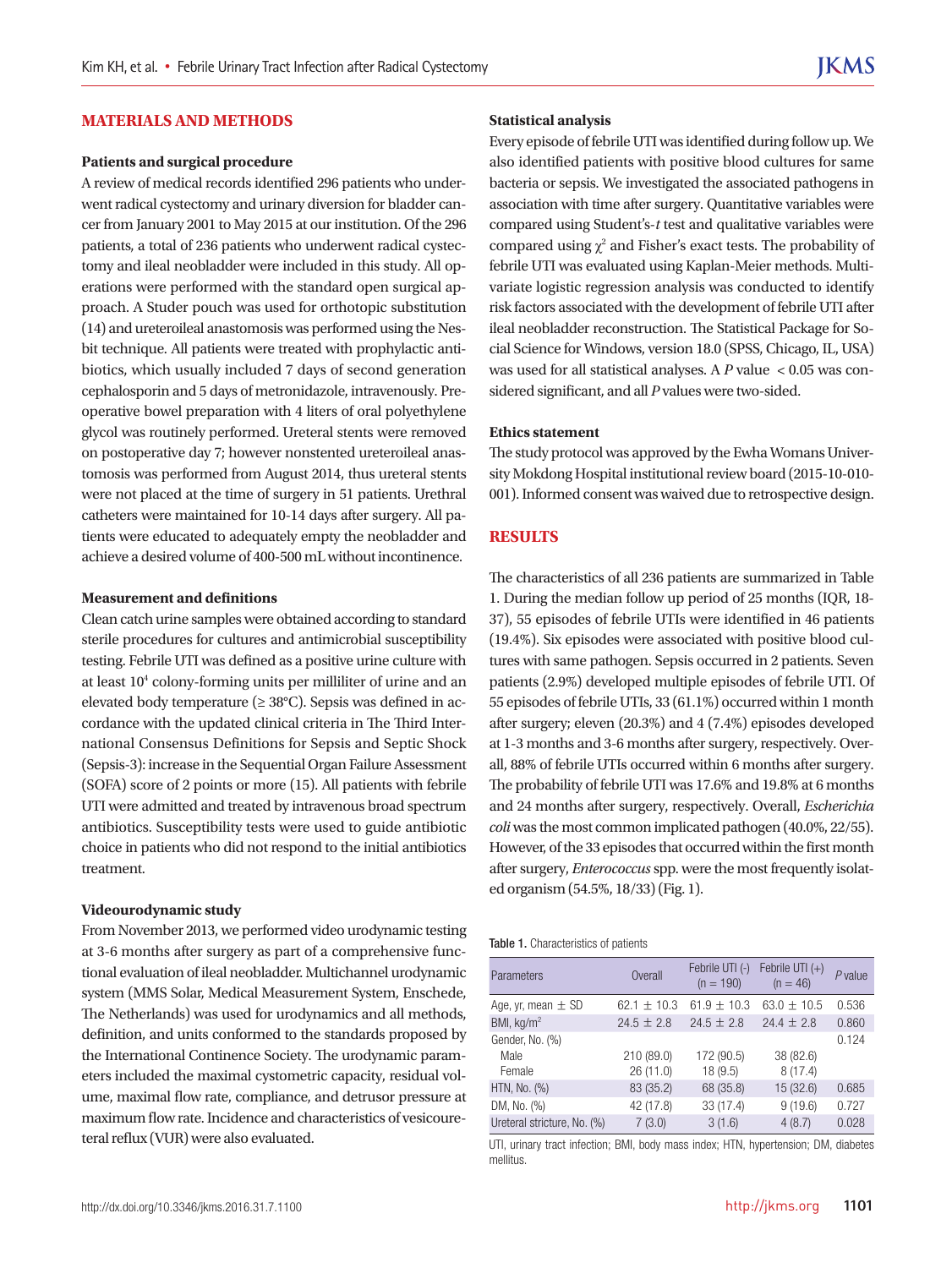## MATERIALS AND METHODS

### Patients and surgical procedure

A review of medical records identified 296 patients who underwent radical cystectomy and urinary diversion for bladder cancer from January 2001 to May 2015 at our institution. Of the 296 patients, a total of 236 patients who underwent radical cystectomy and ileal neobladder were included in this study. All operations were performed with the standard open surgical approach. A Studer pouch was used for orthotopic substitution (14) and ureteroileal anastomosis was performed using the Nesbit technique. All patients were treated with prophylactic antibiotics, which usually included 7 days of second generation cephalosporin and 5 days of metronidazole, intravenously. Preoperative bowel preparation with 4 liters of oral polyethylene glycol was routinely performed. Ureteral stents were removed on postoperative day 7; however nonstented ureteroileal anastomosis was performed from August 2014, thus ureteral stents were not placed at the time of surgery in 51 patients. Urethral catheters were maintained for 10-14 days after surgery. All patients were educated to adequately empty the neobladder and achieve a desired volume of 400-500 mL without incontinence.

### Measurement and definitions

Clean catch urine samples were obtained according to standard sterile procedures for cultures and antimicrobial susceptibility testing. Febrile UTI was defined as a positive urine culture with at least $10^4$ colony-forming units per milliliter of urine and an elevated body temperature (≥ 38°C). Sepsis was defined in accordance with the updated clinical criteria in The Third International Consensus Definitions for Sepsis and Septic Shock (Sepsis-3): increase in the Sequential Organ Failure Assessment (SOFA) score of 2 points or more (15). All patients with febrile UTI were admitted and treated by intravenous broad spectrum antibiotics. Susceptibility tests were used to guide antibiotic choice in patients who did not respond to the initial antibiotics treatment.

### Videourodynamic study

From November 2013, we performed video urodynamic testing at 3-6 months after surgery as part of a comprehensive functional evaluation of ileal neobladder. Multichannel urodynamic system (MMS Solar, Medical Measurement System, Enschede, The Netherlands) was used for urodynamics and all methods, definition, and units conformed to the standards proposed by the International Continence Society. The urodynamic parameters included the maximal cystometric capacity, residual volume, maximal flow rate, compliance, and detrusor pressure at maximum flow rate. Incidence and characteristics of vesicoureteral reflux (VUR) were also evaluated.

### Statistical analysis

Every episode of febrile UTI was identified during follow up. We also identified patients with positive blood cultures for same bacteria or sepsis. We investigated the associated pathogens in association with time after surgery. Quantitative variables were compared using Student's-*t* test and qualitative variables were compared using $\chi^2$ and Fisher's exact tests. The probability of febrile UTI was evaluated using Kaplan-Meier methods. Multivariate logistic regression analysis was conducted to identify risk factors associated with the development of febrile UTI after ileal neobladder reconstruction. The Statistical Package for Social Science for Windows, version 18.0 (SPSS, Chicago, IL, USA) was used for all statistical analyses. A *P* value < 0.05 was considered significant, and all *P* values were two-sided.

### Ethics statement

The study protocol was approved by the Ewha Womans University Mokdong Hospital institutional review board (2015-10-010-001). Informed consent was waived due to retrospective design.

## RESULTS

The characteristics of all 236 patients are summarized in Table 1. During the median follow up period of 25 months (IQR, 18-37), 55 episodes of febrile UTIs were identified in 46 patients (19.4%). Six episodes were associated with positive blood cultures with same pathogen. Sepsis occurred in 2 patients. Seven patients (2.9%) developed multiple episodes of febrile UTI. Of 55 episodes of febrile UTIs, 33 (61.1%) occurred within 1 month after surgery; eleven (20.3%) and 4 (7.4%) episodes developed at 1-3 months and 3-6 months after surgery, respectively. Overall, 88% of febrile UTIs occurred within 6 months after surgery. The probability of febrile UTI was 17.6% and 19.8% at 6 months and 24 months after surgery, respectively. Overall, *Escherichia coli* was the most common implicated pathogen (40.0%, 22/55). However, of the 33 episodes that occurred within the first month after surgery, *Enterococcus* spp. were the most frequently isolated organism (54.5%, 18/33) (Fig. 1).

**Table 1.** Characteristics of patients

| Parameters | Overall | Febrile UTI (-) (n = 190) | Febrile UTI (+) (n = 46) | *P* value |
|---|---|---|---|---|
| Age, yr, mean ± SD | 62.1 ± 10.3 | 61.9 ± 10.3 | 63.0 ± 10.5 | 0.536 |
| BMI, kg/m$^2$ | 24.5 ± 2.8 | 24.5 ± 2.8 | 24.4 ± 2.8 | 0.860 |
| Gender, No. (%) | | | | 0.124 |
| Male | 210 (89.0) | 172 (90.5) | 38 (82.6) | |
| Female | 26 (11.0) | 18 (9.5) | 8 (17.4) | |
| HTN, No. (%) | 83 (35.2) | 68 (35.8) | 15 (32.6) | 0.685 |
| DM, No. (%) | 42 (17.8) | 33 (17.4) | 9 (19.6) | 0.727 |
| Ureteral stricture, No. (%) | 7 (3.0) | 3 (1.6) | 4 (8.7) | 0.028 |

UTI, urinary tract infection; BMI, body mass index; HTN, hypertension; DM, diabetes mellitus.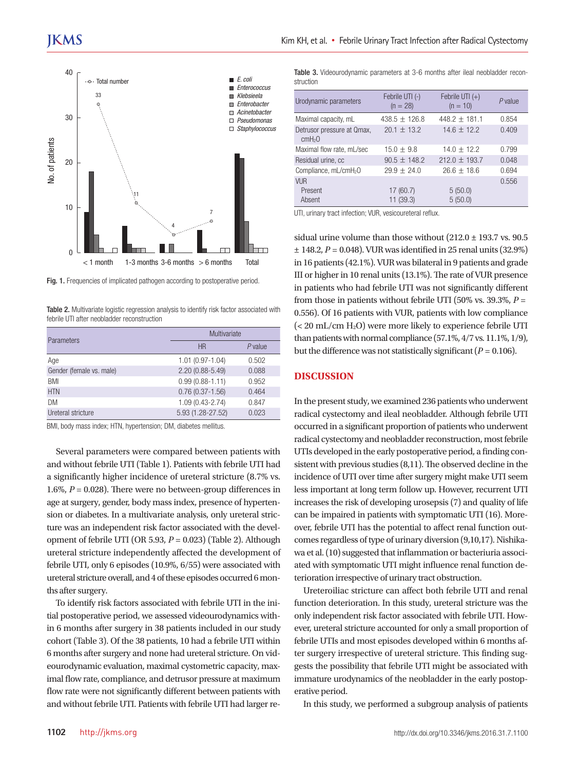Fig. 1. Frequencies of implicated pathogen according to postoperative period.

Table 2. Multivariate logistic regression analysis to identify risk factor associated with febrile UTI after neobladder reconstruction

| Parameters | Multivariate | |
|---|---|---|
| | HR | *P* value |
| Age | 1.01 (0.97-1.04) | 0.502 |
| Gender (female vs. male) | 2.20 (0.88-5.49) | 0.088 |
| BMI | 0.99 (0.88-1.11) | 0.952 |
| HTN | 0.76 (0.37-1.56) | 0.464 |
| DM | 1.09 (0.43-2.74) | 0.847 |
| Ureteral stricture | 5.93 (1.28-27.52) | 0.023 |

BMI, body mass index; HTN, hypertension; DM, diabetes mellitus.

Several parameters were compared between patients with and without febrile UTI (Table 1). Patients with febrile UTI had a significantly higher incidence of ureteral stricture (8.7% vs. 1.6%, $P = 0.028$). There were no between-group differences in age at surgery, gender, body mass index, presence of hypertension or diabetes. In a multivariate analysis, only ureteral stricture was an independent risk factor associated with the development of febrile UTI (OR 5.93, $P = 0.023$) (Table 2). Although ureteral stricture independently affected the development of febrile UTI, only 6 episodes (10.9%, 6/55) were associated with ureteral stricture overall, and 4 of these episodes occurred 6 months after surgery.

To identify risk factors associated with febrile UTI in the initial postoperative period, we assessed videourodynamics within 6 months after surgery in 38 patients included in our study cohort (Table 3). Of the 38 patients, 10 had a febrile UTI within 6 months after surgery and none had ureteral stricture. On videourodynamic evaluation, maximal cystometric capacity, maximal flow rate, compliance, and detrusor pressure at maximum flow rate were not significantly different between patients with and without febrile UTI. Patients with febrile UTI had larger residual urine volume than those without (212.0 ± 193.7 vs. 90.5 ± 148.2, $P = 0.048$). VUR was identified in 25 renal units (32.9%) in 16 patients (42.1%). VUR was bilateral in 9 patients and grade III or higher in 10 renal units (13.1%). The rate of VUR presence in patients who had febrile UTI was not significantly different from those in patients without febrile UTI (50% vs. 39.3%, $P = 0.556$). Of 16 patients with VUR, patients with low compliance (< 20 mL/cm $H_2O$) were more likely to experience febrile UTI than patients with normal compliance (57.1%, 4/7 vs. 11.1%, 1/9), but the difference was not statistically significant ($P = 0.106$).

Table 3. Videourodynamic parameters at 3-6 months after ileal neobladder reconstruction

| Urodynamic parameters | Febrile UTI (-) (n = 28) | Febrile UTI (+) (n = 10) | *P* value |
|---|---|---|---|
| Maximal capacity, mL | 438.5 ± 126.8 | 448.2 ± 181.1 | 0.854 |
| Detrusor pressure at Qmax, cm$H_2O$ | 20.1 ± 13.2 | 14.6 ± 12.2 | 0.409 |
| Maximal flow rate, mL/sec | 15.0 ± 9.8 | 14.0 ± 12.2 | 0.799 |
| Residual urine, cc | 90.5 ± 148.2 | 212.0 ± 193.7 | 0.048 |
| Compliance, mL/cm$H_2O$ | 29.9 ± 24.0 | 26.6 ± 18.6 | 0.694 |
| VUR | | | 0.556 |
| Present | 17 (60.7) | 5 (50.0) | |
| Absent | 11 (39.3) | 5 (50.0) | |

UTI, urinary tract infection; VUR, vesicoureteral reflux.

## DISCUSSION

In the present study, we examined 236 patients who underwent radical cystectomy and ileal neobladder. Although febrile UTI occurred in a significant proportion of patients who underwent radical cystectomy and neobladder reconstruction, most febrile UTIs developed in the early postoperative period, a finding consistent with previous studies (8,11). The observed decline in the incidence of UTI over time after surgery might make UTI seem less important at long term follow up. However, recurrent UTI increases the risk of developing urosepsis (7) and quality of life can be impaired in patients with symptomatic UTI (16). Moreover, febrile UTI has the potential to affect renal function outcomes regardless of type of urinary diversion (9,10,17). Nishikawa et al. (10) suggested that inflammation or bacteriuria associated with symptomatic UTI might influence renal function deterioration irrespective of urinary tract obstruction.

Ureteroiliac stricture can affect both febrile UTI and renal function deterioration. In this study, ureteral stricture was the only independent risk factor associated with febrile UTI. However, ureteral stricture accounted for only a small proportion of febrile UTIs and most episodes developed within 6 months after surgery irrespective of ureteral stricture. This finding suggests the possibility that febrile UTI might be associated with immature urodynamics of the neobladder in the early postoperative period.

In this study, we performed a subgroup analysis of patients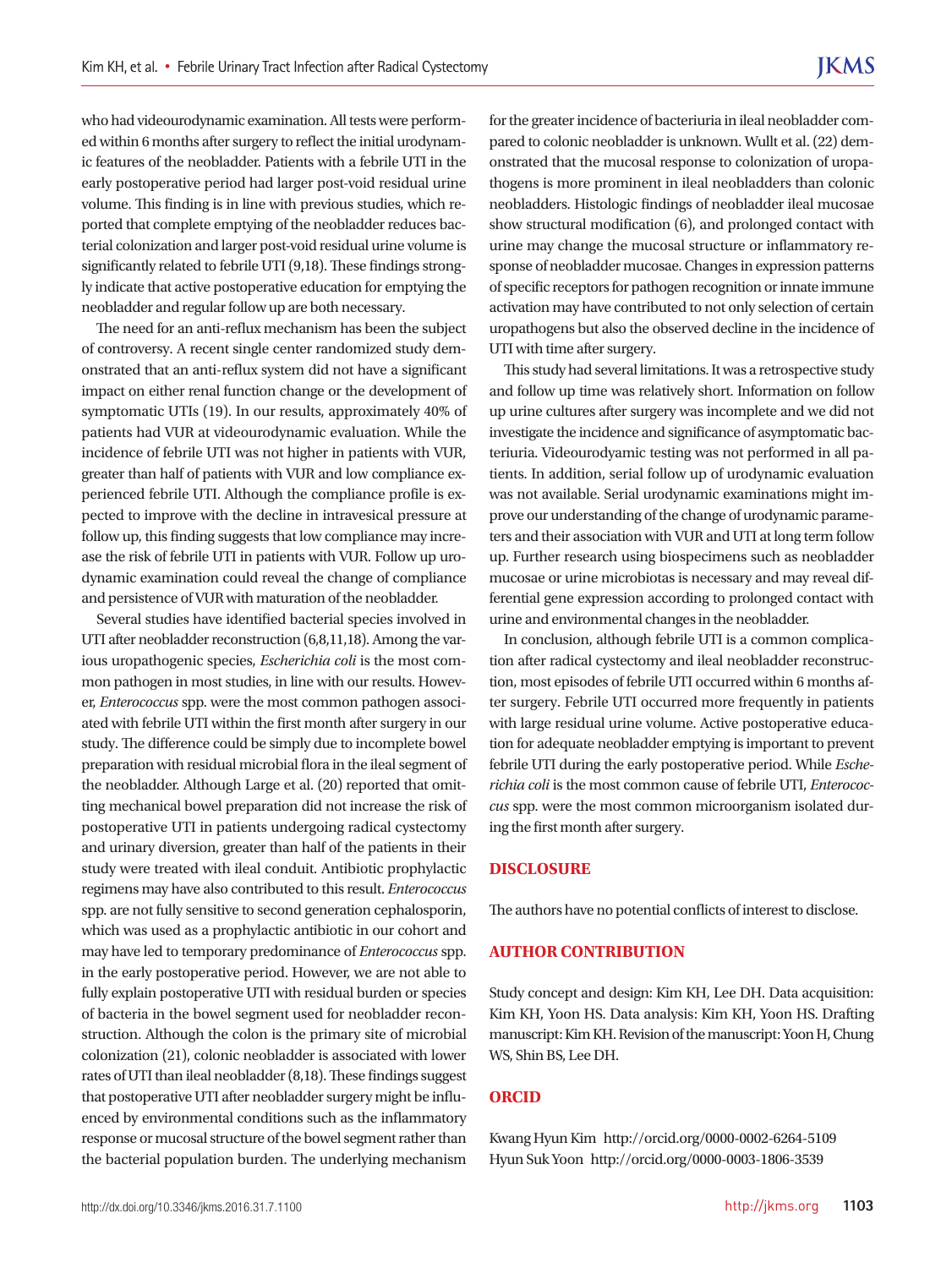who had videourodynamic examination. All tests were performed within 6 months after surgery to reflect the initial urodynamic features of the neobladder. Patients with a febrile UTI in the early postoperative period had larger post-void residual urine volume. This finding is in line with previous studies, which reported that complete emptying of the neobladder reduces bacterial colonization and larger post-void residual urine volume is significantly related to febrile UTI (9,18). These findings strongly indicate that active postoperative education for emptying the neobladder and regular follow up are both necessary.

The need for an anti-reflux mechanism has been the subject of controversy. A recent single center randomized study demonstrated that an anti-reflux system did not have a significant impact on either renal function change or the development of symptomatic UTIs (19). In our results, approximately 40% of patients had VUR at videourodynamic evaluation. While the incidence of febrile UTI was not higher in patients with VUR, greater than half of patients with VUR and low compliance experienced febrile UTI. Although the compliance profile is expected to improve with the decline in intravesical pressure at follow up, this finding suggests that low compliance may increase the risk of febrile UTI in patients with VUR. Follow up urodynamic examination could reveal the change of compliance and persistence of VUR with maturation of the neobladder.

Several studies have identified bacterial species involved in UTI after neobladder reconstruction (6,8,11,18). Among the various uropathogenic species, *Escherichia coli* is the most common pathogen in most studies, in line with our results. However, *Enterococcus* spp. were the most common pathogen associated with febrile UTI within the first month after surgery in our study. The difference could be simply due to incomplete bowel preparation with residual microbial flora in the ileal segment of the neobladder. Although Large et al. (20) reported that omitting mechanical bowel preparation did not increase the risk of postoperative UTI in patients undergoing radical cystectomy and urinary diversion, greater than half of the patients in their study were treated with ileal conduit. Antibiotic prophylactic regimens may have also contributed to this result. *Enterococcus* spp. are not fully sensitive to second generation cephalosporin, which was used as a prophylactic antibiotic in our cohort and may have led to temporary predominance of *Enterococcus* spp. in the early postoperative period. However, we are not able to fully explain postoperative UTI with residual burden or species of bacteria in the bowel segment used for neobladder reconstruction. Although the colon is the primary site of microbial colonization (21), colonic neobladder is associated with lower rates of UTI than ileal neobladder (8,18). These findings suggest that postoperative UTI after neobladder surgery might be influenced by environmental conditions such as the inflammatory response or mucosal structure of the bowel segment rather than the bacterial population burden. The underlying mechanism for the greater incidence of bacteriuria in ileal neobladder compared to colonic neobladder is unknown. Wullt et al. (22) demonstrated that the mucosal response to colonization of uropathogens is more prominent in ileal neobladders than colonic neobladders. Histologic findings of neobladder ileal mucosae show structural modification (6), and prolonged contact with urine may change the mucosal structure or inflammatory response of neobladder mucosae. Changes in expression patterns of specific receptors for pathogen recognition or innate immune activation may have contributed to not only selection of certain uropathogens but also the observed decline in the incidence of UTI with time after surgery.

This study had several limitations. It was a retrospective study and follow up time was relatively short. Information on follow up urine cultures after surgery was incomplete and we did not investigate the incidence and significance of asymptomatic bacteriuria. Videourodyamic testing was not performed in all patients. In addition, serial follow up of urodynamic evaluation was not available. Serial urodynamic examinations might improve our understanding of the change of urodynamic parameters and their association with VUR and UTI at long term follow up. Further research using biospecimens such as neobladder mucosae or urine microbiotas is necessary and may reveal differential gene expression according to prolonged contact with urine and environmental changes in the neobladder.

In conclusion, although febrile UTI is a common complication after radical cystectomy and ileal neobladder reconstruction, most episodes of febrile UTI occurred within 6 months after surgery. Febrile UTI occurred more frequently in patients with large residual urine volume. Active postoperative education for adequate neobladder emptying is important to prevent febrile UTI during the early postoperative period. While *Escherichia coli* is the most common cause of febrile UTI, *Enterococcus* spp. were the most common microorganism isolated during the first month after surgery.

## DISCLOSURE

The authors have no potential conflicts of interest to disclose.

## AUTHOR CONTRIBUTION

Study concept and design: Kim KH, Lee DH. Data acquisition: Kim KH, Yoon HS. Data analysis: Kim KH, Yoon HS. Drafting manuscript: Kim KH. Revision of the manuscript: Yoon H, Chung WS, Shin BS, Lee DH.

## ORCID

Kwang Hyun Kim http://orcid.org/0000-0002-6264-5109
Hyun Suk Yoon http://orcid.org/0000-0003-1806-3539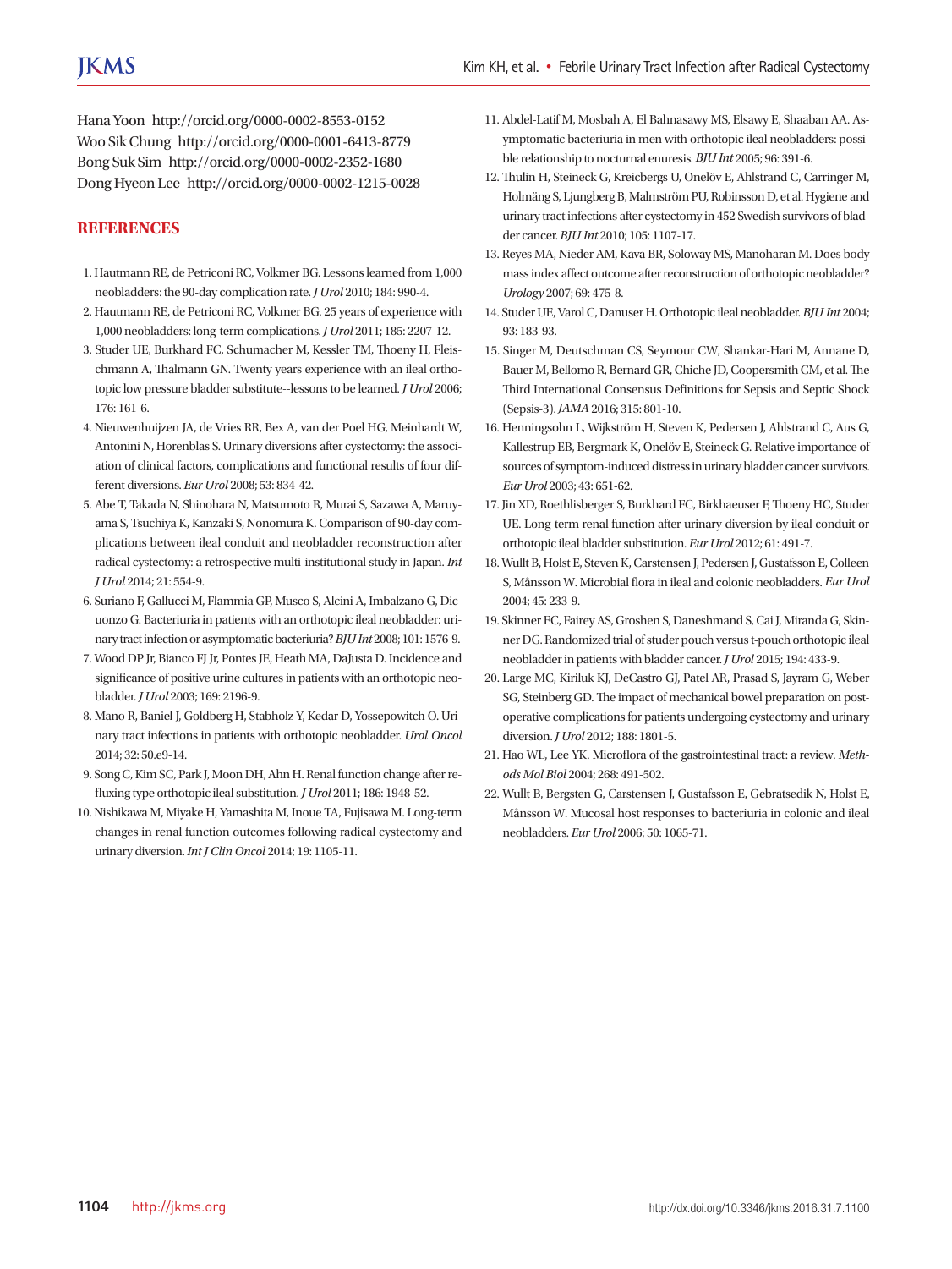Hana Yoon http://orcid.org/0000-0002-8553-0152
Woo Sik Chung http://orcid.org/0000-0001-6413-8779
Bong Suk Sim http://orcid.org/0000-0002-2352-1680
Dong Hyeon Lee http://orcid.org/0000-0002-1215-0028

## REFERENCES

1. Hautmann RE, de Petriconi RC, Volkmer BG. Lessons learned from 1,000 neobladders: the 90-day complication rate. *J Urol* 2010; 184: 990-4.
2. Hautmann RE, de Petriconi RC, Volkmer BG. 25 years of experience with 1,000 neobladders: long-term complications. *J Urol* 2011; 185: 2207-12.
3. Studer UE, Burkhard FC, Schumacher M, Kessler TM, Thoeny H, Fleischmann A, Thalmann GN. Twenty years experience with an ileal orthotopic low pressure bladder substitute--lessons to be learned. *J Urol* 2006; 176: 161-6.
4. Nieuwenhuijzen JA, de Vries RR, Bex A, van der Poel HG, Meinhardt W, Antonini N, Horenblas S. Urinary diversions after cystectomy: the association of clinical factors, complications and functional results of four different diversions. *Eur Urol* 2008; 53: 834-42.
5. Abe T, Takada N, Shinohara N, Matsumoto R, Murai S, Sazawa A, Maruyama S, Tsuchiya K, Kanzaki S, Nonomura K. Comparison of 90-day complications between ileal conduit and neobladder reconstruction after radical cystectomy: a retrospective multi-institutional study in Japan. *Int J Urol* 2014; 21: 554-9.
6. Suriano F, Gallucci M, Flammia GP, Musco S, Alcini A, Imbalzano G, Dicuonzo G. Bacteriuria in patients with an orthotopic ileal neobladder: urinary tract infection or asymptomatic bacteriuria? *BJU Int* 2008; 101: 1576-9.
7. Wood DP Jr, Bianco FJ Jr, Pontes JE, Heath MA, DaJusta D. Incidence and significance of positive urine cultures in patients with an orthotopic neobladder. *J Urol* 2003; 169: 2196-9.
8. Mano R, Baniel J, Goldberg H, Stabholz Y, Kedar D, Yossepowitch O. Urinary tract infections in patients with orthotopic neobladder. *Urol Oncol* 2014; 32: 50.e9-14.
9. Song C, Kim SC, Park J, Moon DH, Ahn H. Renal function change after refluxing type orthotopic ileal substitution. *J Urol* 2011; 186: 1948-52.
10. Nishikawa M, Miyake H, Yamashita M, Inoue TA, Fujisawa M. Long-term changes in renal function outcomes following radical cystectomy and urinary diversion. *Int J Clin Oncol* 2014; 19: 1105-11.
11. Abdel-Latif M, Mosbah A, El Bahnasawy MS, Elsawy E, Shaaban AA. Asymptomatic bacteriuria in men with orthotopic ileal neobladders: possible relationship to nocturnal enuresis. *BJU Int* 2005; 96: 391-6.
12. Thulin H, Steineck G, Kreicbergs U, Onelöv E, Ahlstrand C, Carringer M, Holmäng S, Ljungberg B, Malmström PU, Robinsson D, et al. Hygiene and urinary tract infections after cystectomy in 452 Swedish survivors of bladder cancer. *BJU Int* 2010; 105: 1107-17.
13. Reyes MA, Nieder AM, Kava BR, Soloway MS, Manoharan M. Does body mass index affect outcome after reconstruction of orthotopic neobladder? *Urology* 2007; 69: 475-8.
14. Studer UE, Varol C, Danuser H. Orthotopic ileal neobladder. *BJU Int* 2004; 93: 183-93.
15. Singer M, Deutschman CS, Seymour CW, Shankar-Hari M, Annane D, Bauer M, Bellomo R, Bernard GR, Chiche JD, Coopersmith CM, et al. The Third International Consensus Definitions for Sepsis and Septic Shock (Sepsis-3). *JAMA* 2016; 315: 801-10.
16. Henningsohn L, Wijkström H, Steven K, Pedersen J, Ahlstrand C, Aus G, Kallestrup EB, Bergmark K, Onelöv E, Steineck G. Relative importance of sources of symptom-induced distress in urinary bladder cancer survivors. *Eur Urol* 2003; 43: 651-62.
17. Jin XD, Roethlisberger S, Burkhard FC, Birkhaeuser F, Thoeny HC, Studer UE. Long-term renal function after urinary diversion by ileal conduit or orthotopic ileal bladder substitution. *Eur Urol* 2012; 61: 491-7.
18. Wullt B, Holst E, Steven K, Carstensen J, Pedersen J, Gustafsson E, Colleen S, Månsson W. Microbial flora in ileal and colonic neobladders. *Eur Urol* 2004; 45: 233-9.
19. Skinner EC, Fairey AS, Groshen S, Daneshmand S, Cai J, Miranda G, Skinner DG. Randomized trial of studer pouch versus t-pouch orthotopic ileal neobladder in patients with bladder cancer. *J Urol* 2015; 194: 433-9.
20. Large MC, Kiriluk KJ, DeCastro GJ, Patel AR, Prasad S, Jayram G, Weber SG, Steinberg GD. The impact of mechanical bowel preparation on postoperative complications for patients undergoing cystectomy and urinary diversion. *J Urol* 2012; 188: 1801-5.
21. Hao WL, Lee YK. Microflora of the gastrointestinal tract: a review. *Methods Mol Biol* 2004; 268: 491-502.
22. Wullt B, Bergsten G, Carstensen J, Gustafsson E, Gebratsedik N, Holst E, Månsson W. Mucosal host responses to bacteriuria in colonic and ileal neobladders. *Eur Urol* 2006; 50: 1065-71.